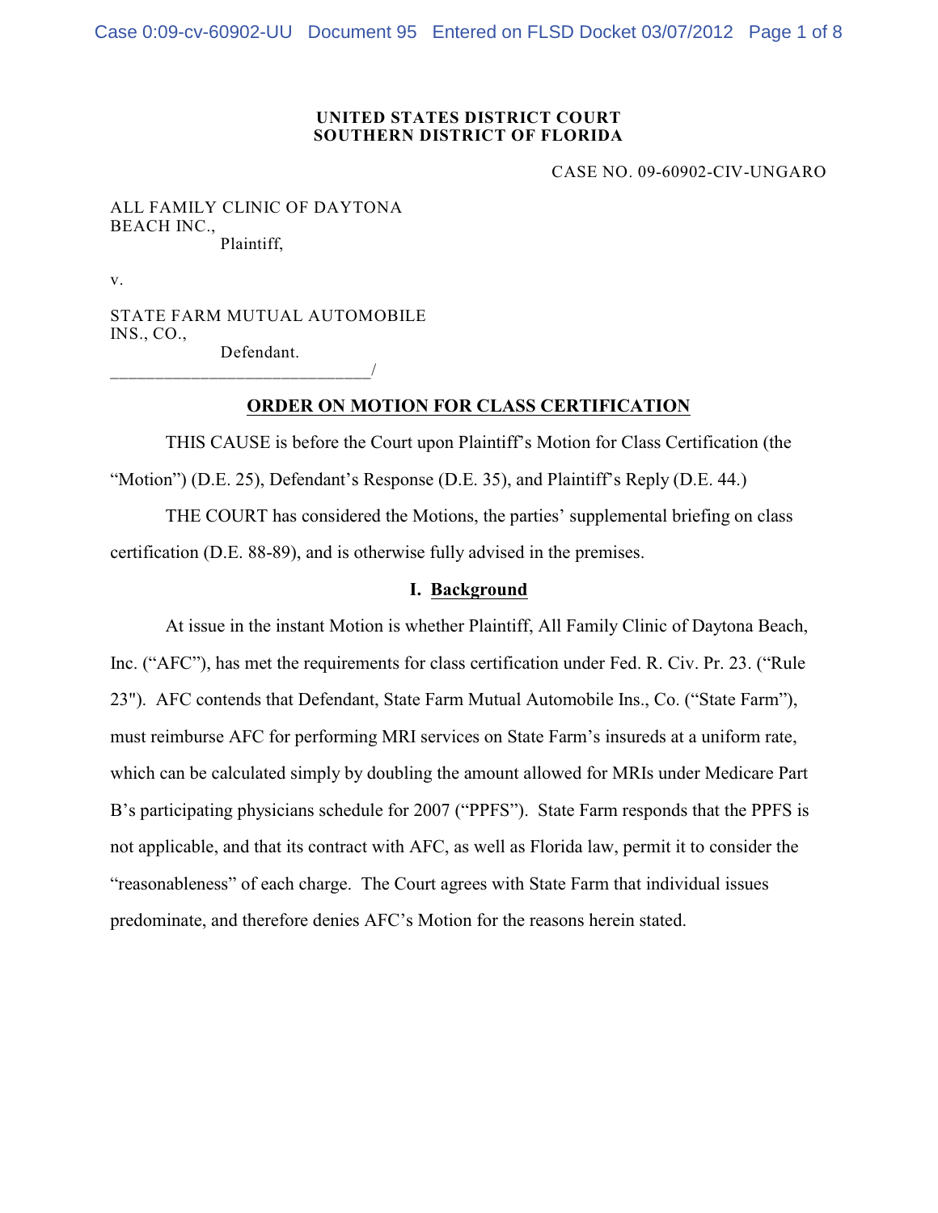**UNITED STATES DISTRICT COURT**
**SOUTHERN DISTRICT OF FLORIDA**

CASE NO. 09-60902-CIV-UNGARO

ALL FAMILY CLINIC OF DAYTONA BEACH INC.,
Plaintiff,

v.

STATE FARM MUTUAL AUTOMOBILE INS., CO.,
Defendant.
_____________________________/

## ORDER ON MOTION FOR CLASS CERTIFICATION

THIS CAUSE is before the Court upon Plaintiff's Motion for Class Certification (the "Motion") (D.E. 25), Defendant's Response (D.E. 35), and Plaintiff's Reply (D.E. 44.)

THE COURT has considered the Motions, the parties' supplemental briefing on class certification (D.E. 88-89), and is otherwise fully advised in the premises.

### I. Background

At issue in the instant Motion is whether Plaintiff, All Family Clinic of Daytona Beach, Inc. ("AFC"), has met the requirements for class certification under Fed. R. Civ. Pr. 23. ("Rule 23"). AFC contends that Defendant, State Farm Mutual Automobile Ins., Co. ("State Farm"), must reimburse AFC for performing MRI services on State Farm's insureds at a uniform rate, which can be calculated simply by doubling the amount allowed for MRIs under Medicare Part B's participating physicians schedule for 2007 ("PPFS"). State Farm responds that the PPFS is not applicable, and that its contract with AFC, as well as Florida law, permit it to consider the "reasonableness" of each charge. The Court agrees with State Farm that individual issues predominate, and therefore denies AFC's Motion for the reasons herein stated.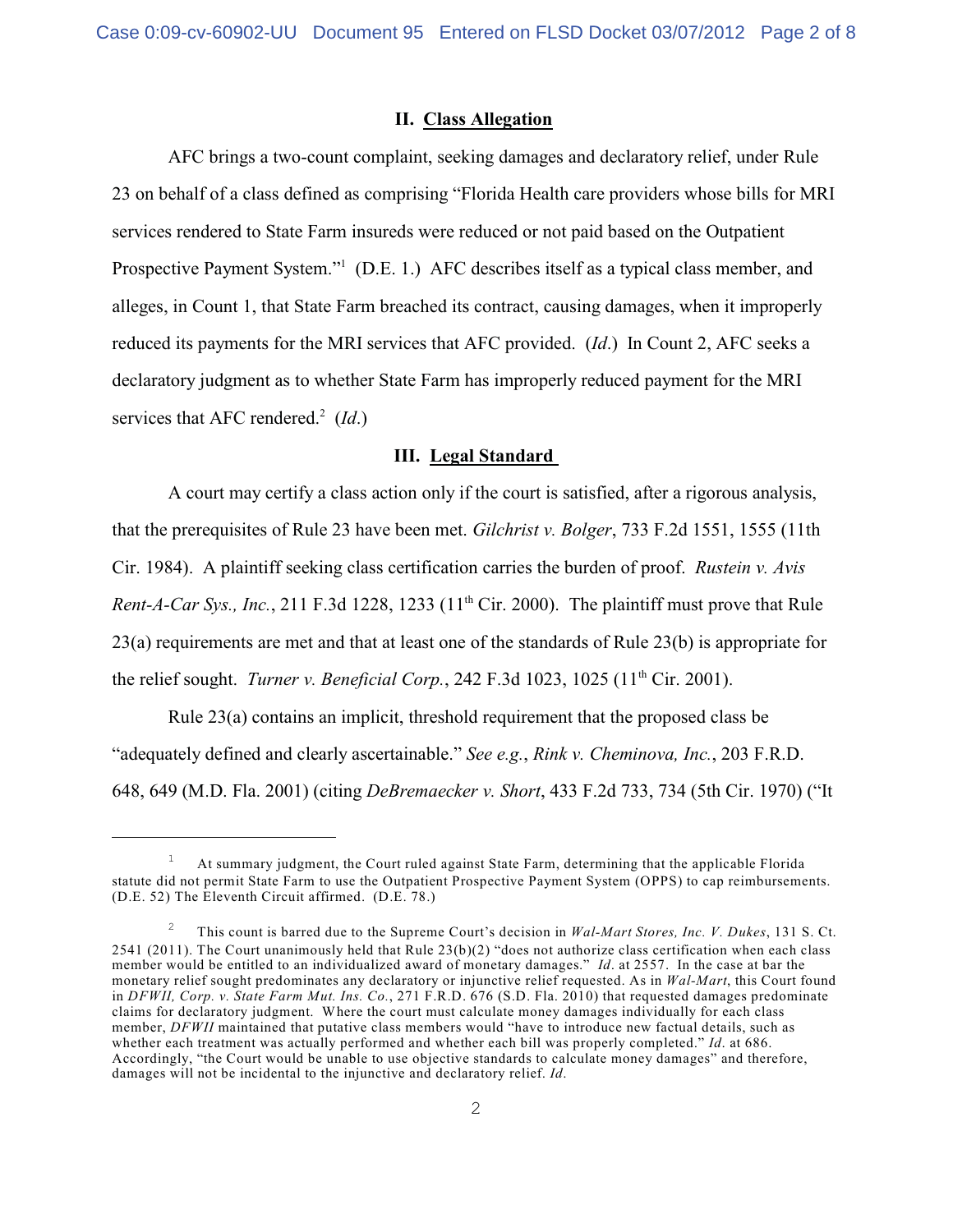## II. Class Allegation

AFC brings a two-count complaint, seeking damages and declaratory relief, under Rule 23 on behalf of a class defined as comprising "Florida Health care providers whose bills for MRI services rendered to State Farm insureds were reduced or not paid based on the Outpatient Prospective Payment System."[1] (D.E. 1.) AFC describes itself as a typical class member, and alleges, in Count 1, that State Farm breached its contract, causing damages, when it improperly reduced its payments for the MRI services that AFC provided. (*Id*.) In Count 2, AFC seeks a declaratory judgment as to whether State Farm has improperly reduced payment for the MRI services that AFC rendered.[2] (*Id*.)

## III. Legal Standard

A court may certify a class action only if the court is satisfied, after a rigorous analysis, that the prerequisites of Rule 23 have been met. *Gilchrist v. Bolger*, 733 F.2d 1551, 1555 (11th Cir. 1984). A plaintiff seeking class certification carries the burden of proof. *Rustein v. Avis Rent-A-Car Sys., Inc.*, 211 F.3d 1228, 1233 (11th Cir. 2000). The plaintiff must prove that Rule 23(a) requirements are met and that at least one of the standards of Rule 23(b) is appropriate for the relief sought. *Turner v. Beneficial Corp.*, 242 F.3d 1023, 1025 (11th Cir. 2001).

Rule 23(a) contains an implicit, threshold requirement that the proposed class be "adequately defined and clearly ascertainable." *See e.g.*, *Rink v. Cheminova, Inc.*, 203 F.R.D. 648, 649 (M.D. Fla. 2001) (citing *DeBremaecker v. Short*, 433 F.2d 733, 734 (5th Cir. 1970) ("It

---

[1] At summary judgment, the Court ruled against State Farm, determining that the applicable Florida statute did not permit State Farm to use the Outpatient Prospective Payment System (OPPS) to cap reimbursements. (D.E. 52) The Eleventh Circuit affirmed. (D.E. 78.)

[2] This count is barred due to the Supreme Court's decision in *Wal-Mart Stores, Inc. V. Dukes*, 131 S. Ct. 2541 (2011). The Court unanimously held that Rule 23(b)(2) "does not authorize class certification when each class member would be entitled to an individualized award of monetary damages." *Id*. at 2557. In the case at bar the monetary relief sought predominates any declaratory or injunctive relief requested. As in *Wal-Mart*, this Court found in *DFWII, Corp. v. State Farm Mut. Ins. Co.*, 271 F.R.D. 676 (S.D. Fla. 2010) that requested damages predominate claims for declaratory judgment. Where the court must calculate money damages individually for each class member, *DFWII* maintained that putative class members would "have to introduce new factual details, such as whether each treatment was actually performed and whether each bill was properly completed." *Id*. at 686. Accordingly, "the Court would be unable to use objective standards to calculate money damages" and therefore, damages will not be incidental to the injunctive and declaratory relief. *Id*.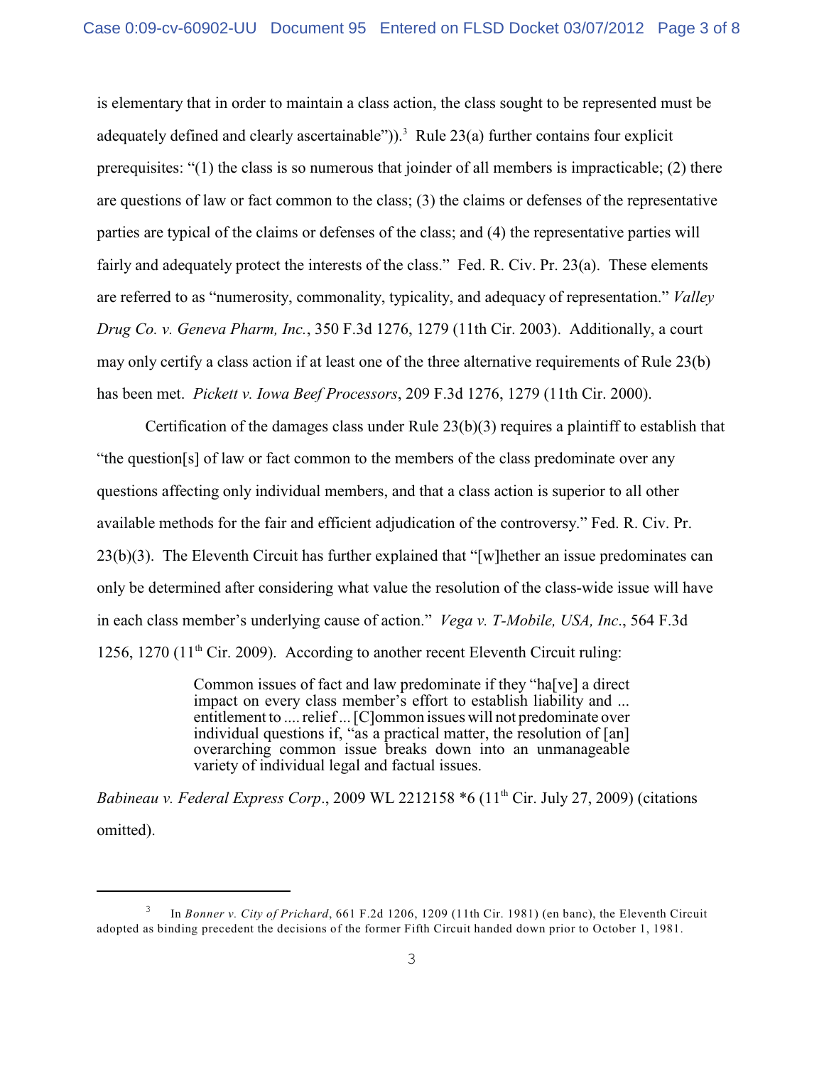is elementary that in order to maintain a class action, the class sought to be represented must be adequately defined and clearly ascertainable")).[3] Rule 23(a) further contains four explicit prerequisites: "(1) the class is so numerous that joinder of all members is impracticable; (2) there are questions of law or fact common to the class; (3) the claims or defenses of the representative parties are typical of the claims or defenses of the class; and (4) the representative parties will fairly and adequately protect the interests of the class." Fed. R. Civ. Pr. 23(a). These elements are referred to as "numerosity, commonality, typicality, and adequacy of representation." *Valley Drug Co. v. Geneva Pharm, Inc.*, 350 F.3d 1276, 1279 (11th Cir. 2003). Additionally, a court may only certify a class action if at least one of the three alternative requirements of Rule 23(b) has been met. *Pickett v. Iowa Beef Processors*, 209 F.3d 1276, 1279 (11th Cir. 2000).

Certification of the damages class under Rule 23(b)(3) requires a plaintiff to establish that "the question[s] of law or fact common to the members of the class predominate over any questions affecting only individual members, and that a class action is superior to all other available methods for the fair and efficient adjudication of the controversy." Fed. R. Civ. Pr. 23(b)(3). The Eleventh Circuit has further explained that "[w]hether an issue predominates can only be determined after considering what value the resolution of the class-wide issue will have in each class member's underlying cause of action." *Vega v. T-Mobile, USA, Inc.*, 564 F.3d 1256, 1270 (11th Cir. 2009). According to another recent Eleventh Circuit ruling:

> Common issues of fact and law predominate if they "ha[ve] a direct impact on every class member's effort to establish liability and ... entitlement to .... relief ... [C]ommon issues will not predominate over individual questions if, "as a practical matter, the resolution of [an] overarching common issue breaks down into an unmanageable variety of individual legal and factual issues.

*Babineau v. Federal Express Corp.*, 2009 WL 2212158 *6 (11th Cir. July 27, 2009) (citations omitted).

---

[3] In *Bonner v. City of Prichard*, 661 F.2d 1206, 1209 (11th Cir. 1981) (en banc), the Eleventh Circuit adopted as binding precedent the decisions of the former Fifth Circuit handed down prior to October 1, 1981.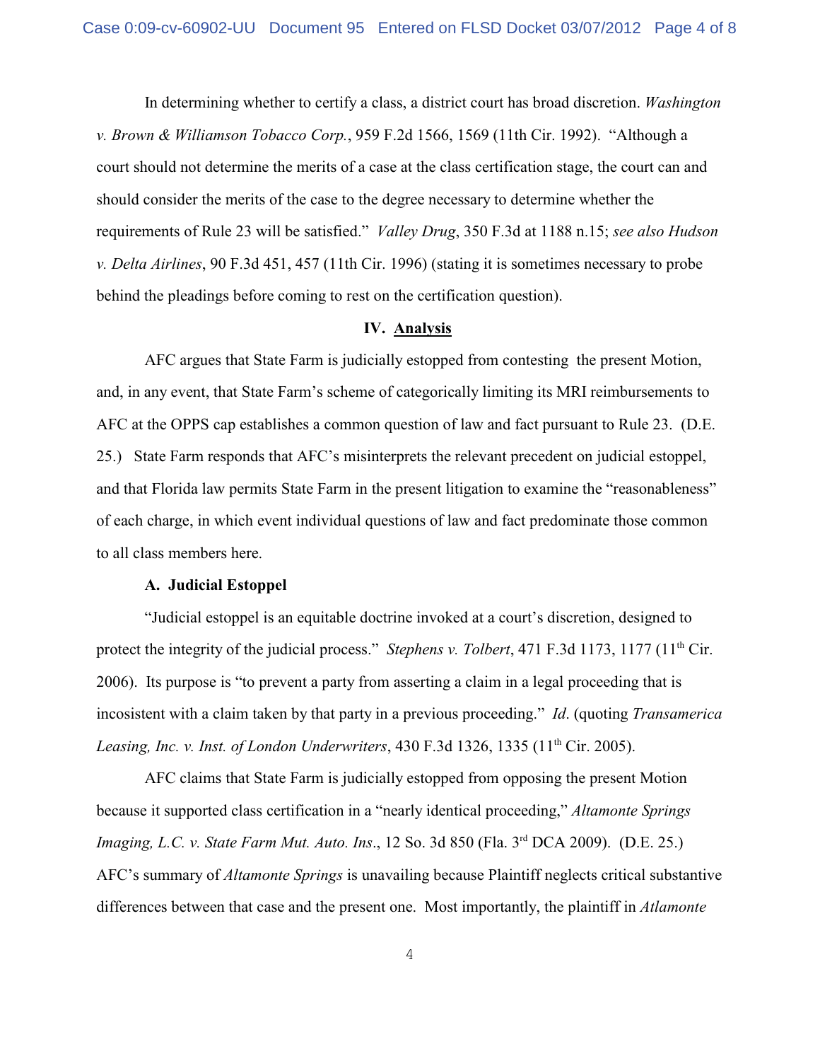In determining whether to certify a class, a district court has broad discretion. *Washington v. Brown & Williamson Tobacco Corp.*, 959 F.2d 1566, 1569 (11th Cir. 1992). "Although a court should not determine the merits of a case at the class certification stage, the court can and should consider the merits of the case to the degree necessary to determine whether the requirements of Rule 23 will be satisfied." *Valley Drug*, 350 F.3d at 1188 n.15; *see also Hudson v. Delta Airlines*, 90 F.3d 451, 457 (11th Cir. 1996) (stating it is sometimes necessary to probe behind the pleadings before coming to rest on the certification question).

## IV. Analysis

AFC argues that State Farm is judicially estopped from contesting the present Motion, and, in any event, that State Farm's scheme of categorically limiting its MRI reimbursements to AFC at the OPPS cap establishes a common question of law and fact pursuant to Rule 23. (D.E. 25.) State Farm responds that AFC's misinterprets the relevant precedent on judicial estoppel, and that Florida law permits State Farm in the present litigation to examine the "reasonableness" of each charge, in which event individual questions of law and fact predominate those common to all class members here.

### A. Judicial Estoppel

"Judicial estoppel is an equitable doctrine invoked at a court's discretion, designed to protect the integrity of the judicial process." *Stephens v. Tolbert*, 471 F.3d 1173, 1177 (11th Cir. 2006). Its purpose is "to prevent a party from asserting a claim in a legal proceeding that is incosistent with a claim taken by that party in a previous proceeding." *Id*. (quoting *Transamerica Leasing, Inc. v. Inst. of London Underwriters*, 430 F.3d 1326, 1335 (11th Cir. 2005).

AFC claims that State Farm is judicially estopped from opposing the present Motion because it supported class certification in a "nearly identical proceeding," *Altamonte Springs Imaging, L.C. v. State Farm Mut. Auto. Ins*., 12 So. 3d 850 (Fla. 3rd DCA 2009). (D.E. 25.) AFC's summary of *Altamonte Springs* is unavailing because Plaintiff neglects critical substantive differences between that case and the present one. Most importantly, the plaintiff in *Atlamonte*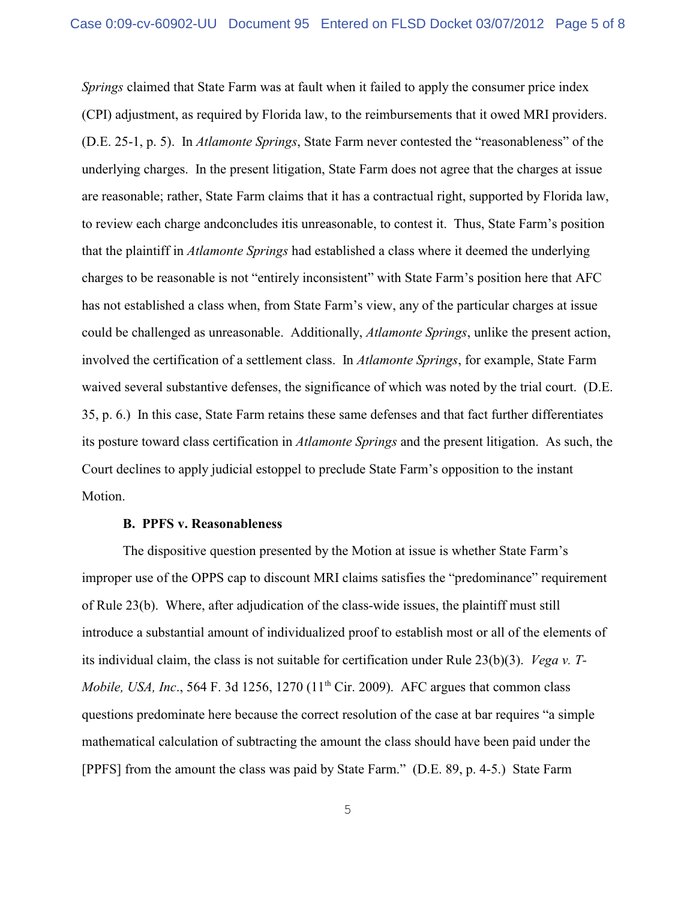*Springs* claimed that State Farm was at fault when it failed to apply the consumer price index (CPI) adjustment, as required by Florida law, to the reimbursements that it owed MRI providers. (D.E. 25-1, p. 5). In *Atlamonte Springs*, State Farm never contested the "reasonableness" of the underlying charges. In the present litigation, State Farm does not agree that the charges at issue are reasonable; rather, State Farm claims that it has a contractual right, supported by Florida law, to review each charge andconcludes itis unreasonable, to contest it. Thus, State Farm's position that the plaintiff in *Atlamonte Springs* had established a class where it deemed the underlying charges to be reasonable is not "entirely inconsistent" with State Farm's position here that AFC has not established a class when, from State Farm's view, any of the particular charges at issue could be challenged as unreasonable. Additionally, *Atlamonte Springs*, unlike the present action, involved the certification of a settlement class. In *Atlamonte Springs*, for example, State Farm waived several substantive defenses, the significance of which was noted by the trial court. (D.E. 35, p. 6.) In this case, State Farm retains these same defenses and that fact further differentiates its posture toward class certification in *Atlamonte Springs* and the present litigation. As such, the Court declines to apply judicial estoppel to preclude State Farm's opposition to the instant Motion.

**B. PPFS v. Reasonableness**

The dispositive question presented by the Motion at issue is whether State Farm's improper use of the OPPS cap to discount MRI claims satisfies the "predominance" requirement of Rule 23(b). Where, after adjudication of the class-wide issues, the plaintiff must still introduce a substantial amount of individualized proof to establish most or all of the elements of its individual claim, the class is not suitable for certification under Rule 23(b)(3). *Vega v. T-Mobile, USA, Inc*., 564 F. 3d 1256, 1270 (11th Cir. 2009). AFC argues that common class questions predominate here because the correct resolution of the case at bar requires "a simple mathematical calculation of subtracting the amount the class should have been paid under the [PPFS] from the amount the class was paid by State Farm." (D.E. 89, p. 4-5.) State Farm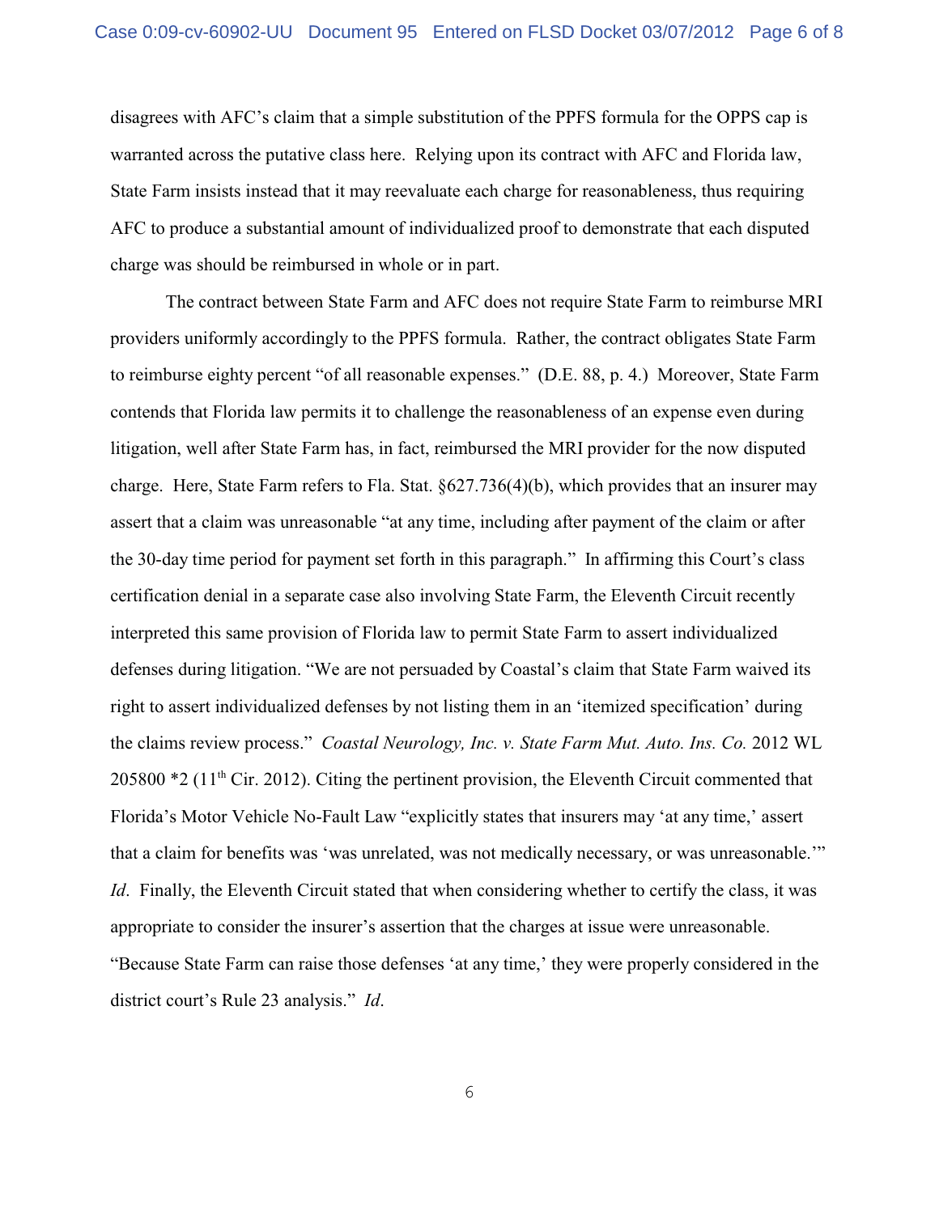disagrees with AFC's claim that a simple substitution of the PPFS formula for the OPPS cap is warranted across the putative class here. Relying upon its contract with AFC and Florida law, State Farm insists instead that it may reevaluate each charge for reasonableness, thus requiring AFC to produce a substantial amount of individualized proof to demonstrate that each disputed charge was should be reimbursed in whole or in part.

The contract between State Farm and AFC does not require State Farm to reimburse MRI providers uniformly accordingly to the PPFS formula. Rather, the contract obligates State Farm to reimburse eighty percent "of all reasonable expenses." (D.E. 88, p. 4.) Moreover, State Farm contends that Florida law permits it to challenge the reasonableness of an expense even during litigation, well after State Farm has, in fact, reimbursed the MRI provider for the now disputed charge. Here, State Farm refers to Fla. Stat. §627.736(4)(b), which provides that an insurer may assert that a claim was unreasonable "at any time, including after payment of the claim or after the 30-day time period for payment set forth in this paragraph." In affirming this Court's class certification denial in a separate case also involving State Farm, the Eleventh Circuit recently interpreted this same provision of Florida law to permit State Farm to assert individualized defenses during litigation. "We are not persuaded by Coastal's claim that State Farm waived its right to assert individualized defenses by not listing them in an 'itemized specification' during the claims review process." *Coastal Neurology, Inc. v. State Farm Mut. Auto. Ins. Co.* 2012 WL 205800 *2 (11th Cir. 2012). Citing the pertinent provision, the Eleventh Circuit commented that Florida's Motor Vehicle No-Fault Law "explicitly states that insurers may 'at any time,' assert that a claim for benefits was 'was unrelated, was not medically necessary, or was unreasonable.'" *Id*. Finally, the Eleventh Circuit stated that when considering whether to certify the class, it was appropriate to consider the insurer's assertion that the charges at issue were unreasonable. "Because State Farm can raise those defenses 'at any time,' they were properly considered in the district court's Rule 23 analysis." *Id*.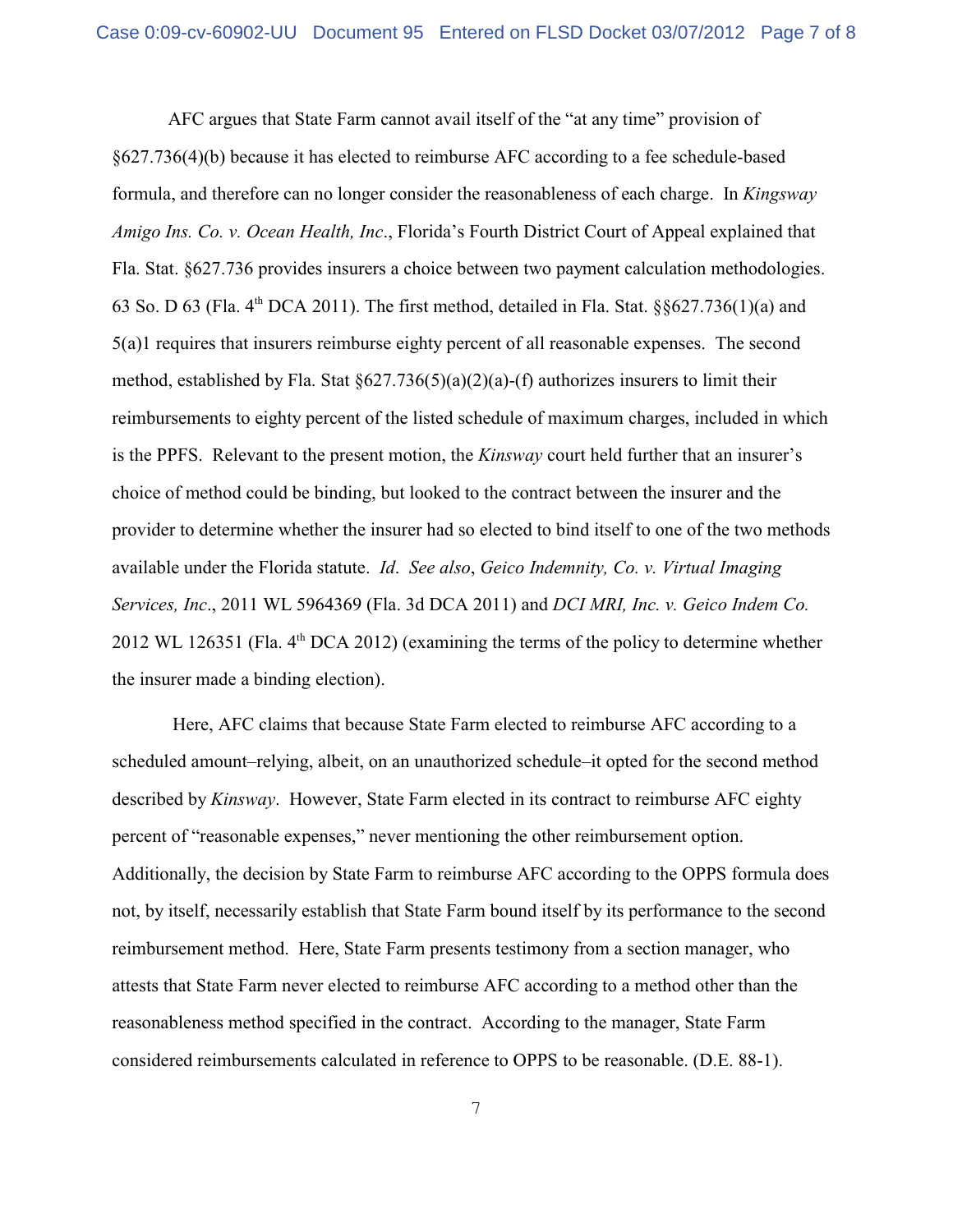AFC argues that State Farm cannot avail itself of the "at any time" provision of §627.736(4)(b) because it has elected to reimburse AFC according to a fee schedule-based formula, and therefore can no longer consider the reasonableness of each charge. In *Kingsway Amigo Ins. Co. v. Ocean Health, Inc*., Florida's Fourth District Court of Appeal explained that Fla. Stat. §627.736 provides insurers a choice between two payment calculation methodologies. 63 So. D 63 (Fla. 4th DCA 2011). The first method, detailed in Fla. Stat. §§627.736(1)(a) and 5(a)1 requires that insurers reimburse eighty percent of all reasonable expenses. The second method, established by Fla. Stat §627.736(5)(a)(2)(a)-(f) authorizes insurers to limit their reimbursements to eighty percent of the listed schedule of maximum charges, included in which is the PPFS. Relevant to the present motion, the *Kinsway* court held further that an insurer's choice of method could be binding, but looked to the contract between the insurer and the provider to determine whether the insurer had so elected to bind itself to one of the two methods available under the Florida statute. *Id*. *See also*, *Geico Indemnity, Co. v. Virtual Imaging Services, Inc*., 2011 WL 5964369 (Fla. 3d DCA 2011) and *DCI MRI, Inc. v. Geico Indem Co.* 2012 WL 126351 (Fla. 4th DCA 2012) (examining the terms of the policy to determine whether the insurer made a binding election).

Here, AFC claims that because State Farm elected to reimburse AFC according to a scheduled amount–relying, albeit, on an unauthorized schedule–it opted for the second method described by *Kinsway*. However, State Farm elected in its contract to reimburse AFC eighty percent of "reasonable expenses," never mentioning the other reimbursement option. Additionally, the decision by State Farm to reimburse AFC according to the OPPS formula does not, by itself, necessarily establish that State Farm bound itself by its performance to the second reimbursement method. Here, State Farm presents testimony from a section manager, who attests that State Farm never elected to reimburse AFC according to a method other than the reasonableness method specified in the contract. According to the manager, State Farm considered reimbursements calculated in reference to OPPS to be reasonable. (D.E. 88-1).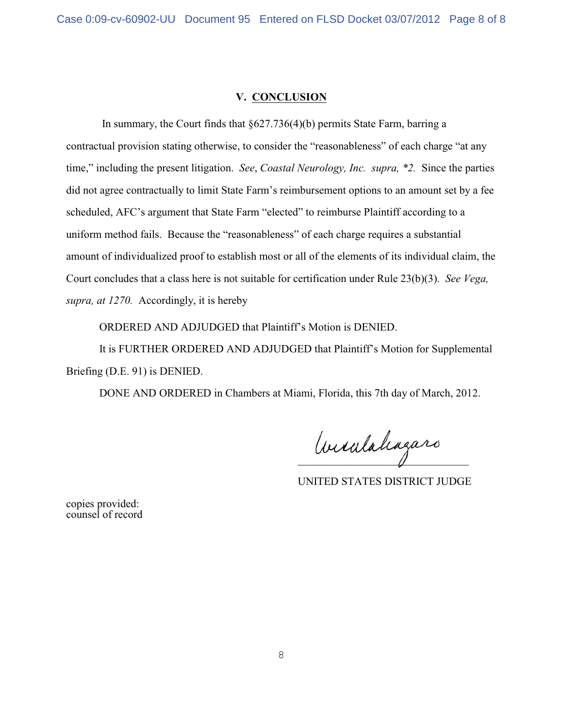## V. CONCLUSION

In summary, the Court finds that §627.736(4)(b) permits State Farm, barring a contractual provision stating otherwise, to consider the "reasonableness" of each charge "at any time," including the present litigation. *See*, *Coastal Neurology, Inc. supra, \*2.* Since the parties did not agree contractually to limit State Farm's reimbursement options to an amount set by a fee scheduled, AFC's argument that State Farm "elected" to reimburse Plaintiff according to a uniform method fails. Because the "reasonableness" of each charge requires a substantial amount of individualized proof to establish most or all of the elements of its individual claim, the Court concludes that a class here is not suitable for certification under Rule 23(b)(3). *See Vega, supra, at 1270.* Accordingly, it is hereby

ORDERED AND ADJUDGED that Plaintiff's Motion is DENIED.

It is FURTHER ORDERED AND ADJUDGED that Plaintiff's Motion for Supplemental Briefing (D.E. 91) is DENIED.

DONE AND ORDERED in Chambers at Miami, Florida, this 7th day of March, 2012.

UNITED STATES DISTRICT JUDGE

copies provided:
counsel of record